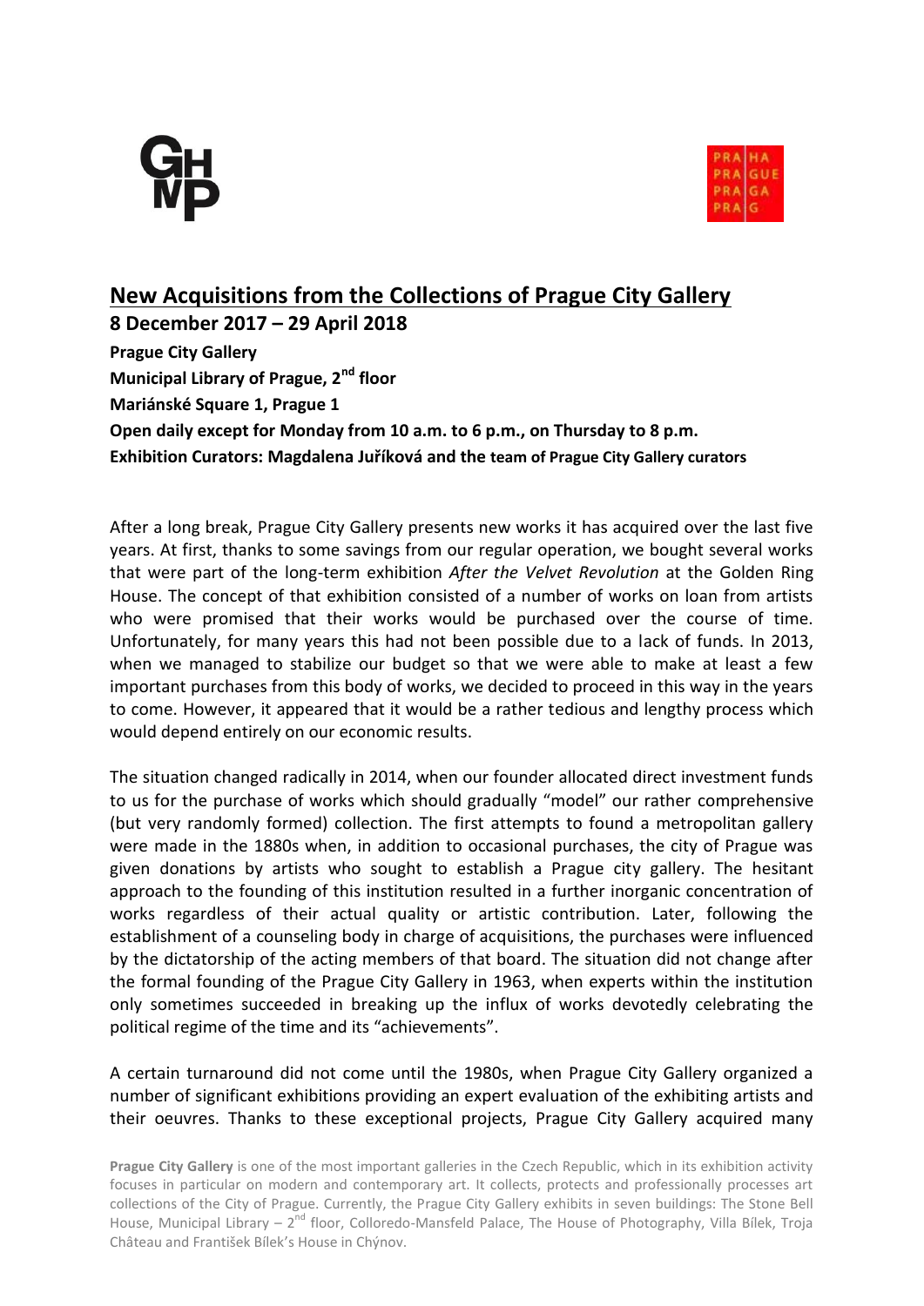# New Acquisitions from the Collections of Prague City Gallery

**8 December 2017 – 29 April 2018**

**Prague City Gallery**
**Municipal Library of Prague, 2nd floor**
**Mariánské Square 1, Prague 1**
**Open daily except for Monday from 10 a.m. to 6 p.m., on Thursday to 8 p.m.**
**Exhibition Curators: Magdalena Juříková and the team of Prague City Gallery curators**

After a long break, Prague City Gallery presents new works it has acquired over the last five years. At first, thanks to some savings from our regular operation, we bought several works that were part of the long-term exhibition *After the Velvet Revolution* at the Golden Ring House. The concept of that exhibition consisted of a number of works on loan from artists who were promised that their works would be purchased over the course of time. Unfortunately, for many years this had not been possible due to a lack of funds. In 2013, when we managed to stabilize our budget so that we were able to make at least a few important purchases from this body of works, we decided to proceed in this way in the years to come. However, it appeared that it would be a rather tedious and lengthy process which would depend entirely on our economic results.

The situation changed radically in 2014, when our founder allocated direct investment funds to us for the purchase of works which should gradually "model" our rather comprehensive (but very randomly formed) collection. The first attempts to found a metropolitan gallery were made in the 1880s when, in addition to occasional purchases, the city of Prague was given donations by artists who sought to establish a Prague city gallery. The hesitant approach to the founding of this institution resulted in a further inorganic concentration of works regardless of their actual quality or artistic contribution. Later, following the establishment of a counseling body in charge of acquisitions, the purchases were influenced by the dictatorship of the acting members of that board. The situation did not change after the formal founding of the Prague City Gallery in 1963, when experts within the institution only sometimes succeeded in breaking up the influx of works devotedly celebrating the political regime of the time and its "achievements".

A certain turnaround did not come until the 1980s, when Prague City Gallery organized a number of significant exhibitions providing an expert evaluation of the exhibiting artists and their oeuvres. Thanks to these exceptional projects, Prague City Gallery acquired many

**Prague City Gallery** is one of the most important galleries in the Czech Republic, which in its exhibition activity focuses in particular on modern and contemporary art. It collects, protects and professionally processes art collections of the City of Prague. Currently, the Prague City Gallery exhibits in seven buildings: The Stone Bell House, Municipal Library – 2nd floor, Colloredo-Mansfeld Palace, The House of Photography, Villa Bílek, Troja Château and František Bílek's House in Chýnov.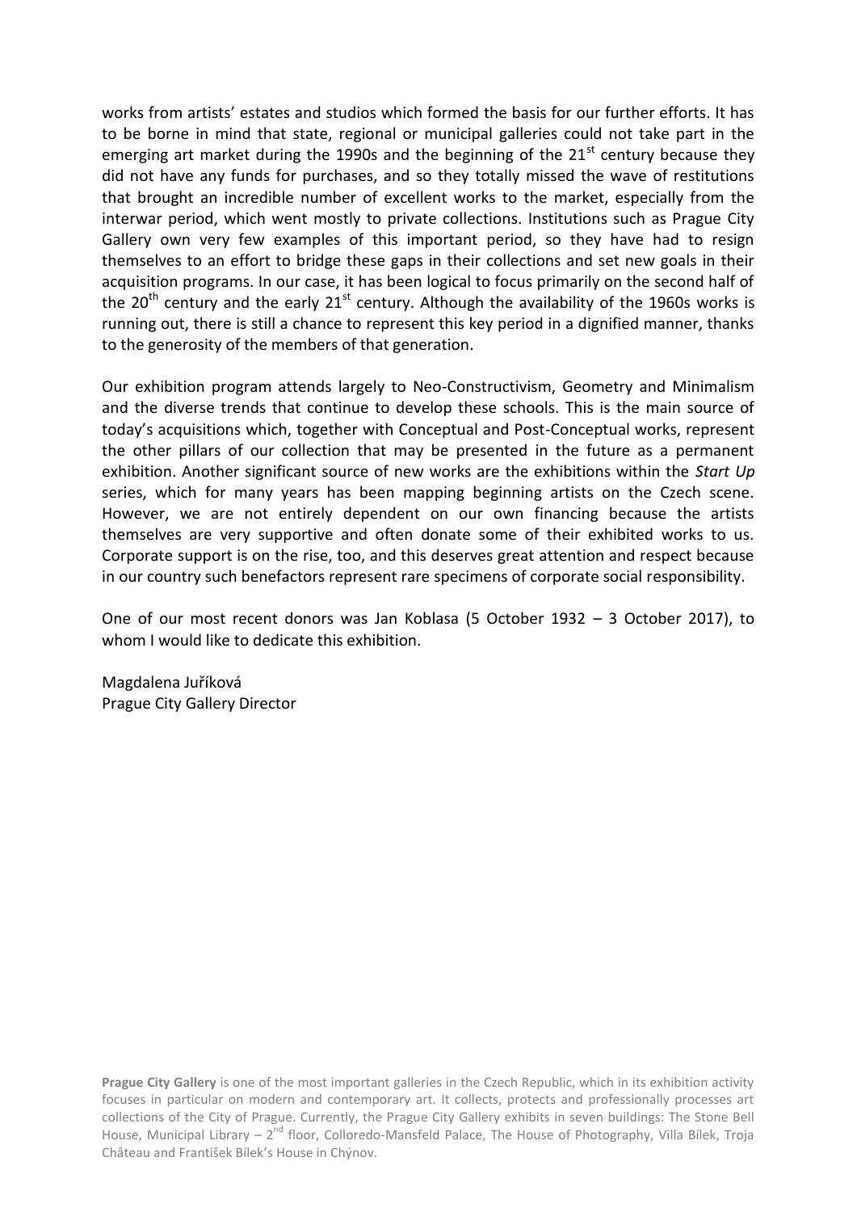works from artists' estates and studios which formed the basis for our further efforts. It has to be borne in mind that state, regional or municipal galleries could not take part in the emerging art market during the 1990s and the beginning of the 21st century because they did not have any funds for purchases, and so they totally missed the wave of restitutions that brought an incredible number of excellent works to the market, especially from the interwar period, which went mostly to private collections. Institutions such as Prague City Gallery own very few examples of this important period, so they have had to resign themselves to an effort to bridge these gaps in their collections and set new goals in their acquisition programs. In our case, it has been logical to focus primarily on the second half of the 20th century and the early 21st century. Although the availability of the 1960s works is running out, there is still a chance to represent this key period in a dignified manner, thanks to the generosity of the members of that generation.

Our exhibition program attends largely to Neo-Constructivism, Geometry and Minimalism and the diverse trends that continue to develop these schools. This is the main source of today's acquisitions which, together with Conceptual and Post-Conceptual works, represent the other pillars of our collection that may be presented in the future as a permanent exhibition. Another significant source of new works are the exhibitions within the *Start Up* series, which for many years has been mapping beginning artists on the Czech scene. However, we are not entirely dependent on our own financing because the artists themselves are very supportive and often donate some of their exhibited works to us. Corporate support is on the rise, too, and this deserves great attention and respect because in our country such benefactors represent rare specimens of corporate social responsibility.

One of our most recent donors was Jan Koblasa (5 October 1932 – 3 October 2017), to whom I would like to dedicate this exhibition.

Magdalena Juříková
Prague City Gallery Director

**Prague City Gallery** is one of the most important galleries in the Czech Republic, which in its exhibition activity focuses in particular on modern and contemporary art. It collects, protects and professionally processes art collections of the City of Prague. Currently, the Prague City Gallery exhibits in seven buildings: The Stone Bell House, Municipal Library – 2nd floor, Colloredo-Mansfeld Palace, The House of Photography, Villa Bílek, Troja Château and František Bílek's House in Chýnov.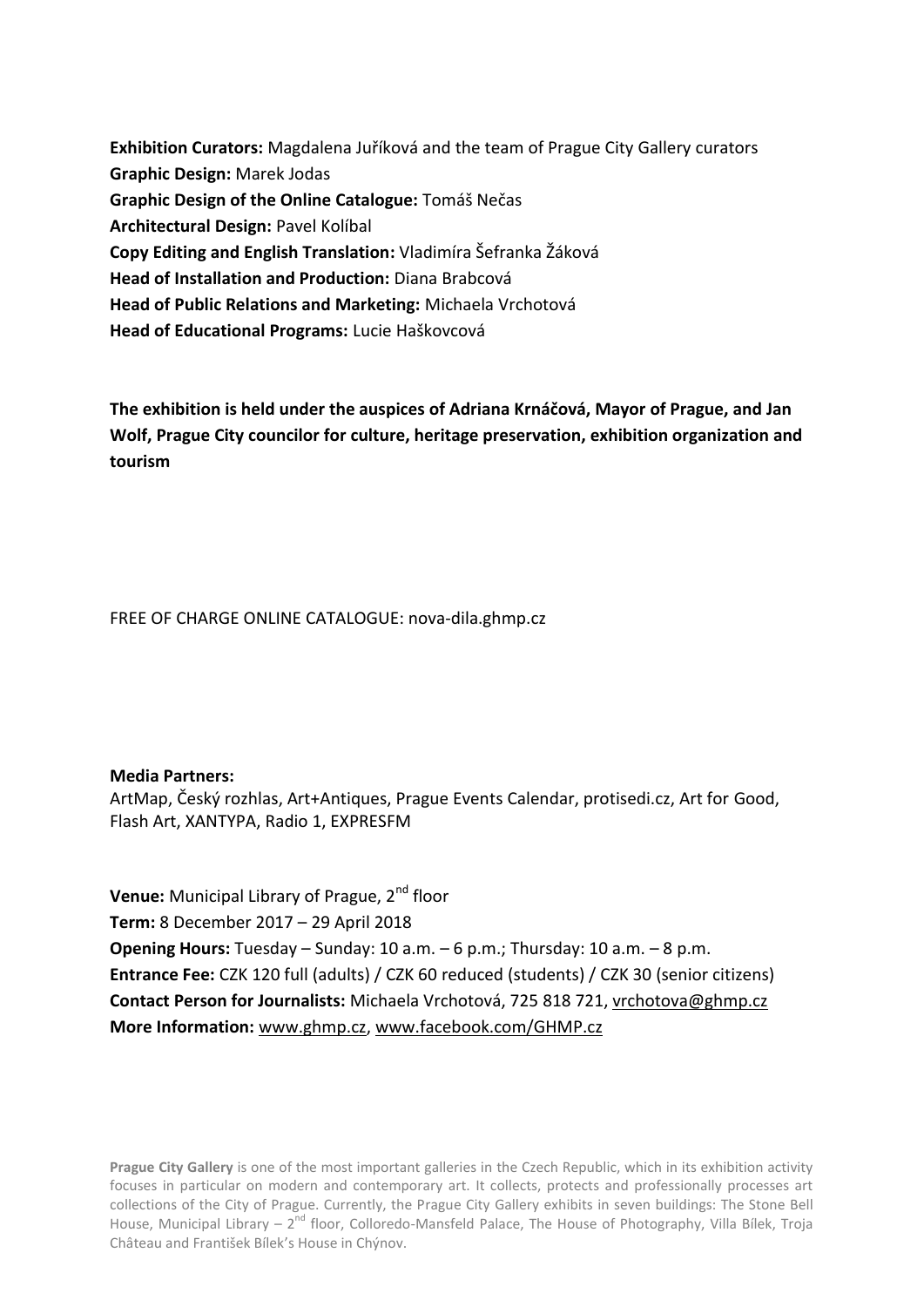**Exhibition Curators:** Magdalena Juříková and the team of Prague City Gallery curators
**Graphic Design:** Marek Jodas
**Graphic Design of the Online Catalogue:** Tomáš Nečas
**Architectural Design:** Pavel Kolíbal
**Copy Editing and English Translation:** Vladimíra Šefranka Žáková
**Head of Installation and Production:** Diana Brabcová
**Head of Public Relations and Marketing:** Michaela Vrchotová
**Head of Educational Programs:** Lucie Haškovcová

**The exhibition is held under the auspices of Adriana Krnáčová, Mayor of Prague, and Jan Wolf, Prague City councilor for culture, heritage preservation, exhibition organization and tourism**

FREE OF CHARGE ONLINE CATALOGUE: nova-dila.ghmp.cz

**Media Partners:**
ArtMap, Český rozhlas, Art+Antiques, Prague Events Calendar, protisedi.cz, Art for Good, Flash Art, XANTYPA, Radio 1, EXPRESFM

**Venue:** Municipal Library of Prague, 2nd floor
**Term:** 8 December 2017 – 29 April 2018
**Opening Hours:** Tuesday – Sunday: 10 a.m. – 6 p.m.; Thursday: 10 a.m. – 8 p.m.
**Entrance Fee:** CZK 120 full (adults) / CZK 60 reduced (students) / CZK 30 (senior citizens)
**Contact Person for Journalists:** Michaela Vrchotová, 725 818 721, vrchotova@ghmp.cz
**More Information:** www.ghmp.cz, www.facebook.com/GHMP.cz

**Prague City Gallery** is one of the most important galleries in the Czech Republic, which in its exhibition activity focuses in particular on modern and contemporary art. It collects, protects and professionally processes art collections of the City of Prague. Currently, the Prague City Gallery exhibits in seven buildings: The Stone Bell House, Municipal Library – 2nd floor, Colloredo-Mansfeld Palace, The House of Photography, Villa Bílek, Troja Château and František Bílek's House in Chýnov.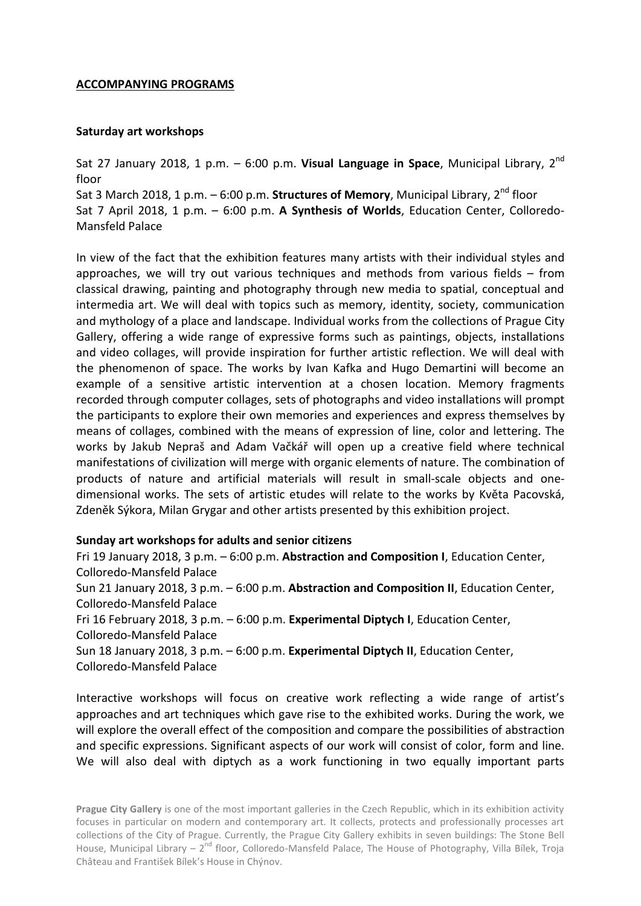## ACCOMPANYING PROGRAMS

### Saturday art workshops

Sat 27 January 2018, 1 p.m. – 6:00 p.m. **Visual Language in Space**, Municipal Library, 2nd floor
Sat 3 March 2018, 1 p.m. – 6:00 p.m. **Structures of Memory**, Municipal Library, 2nd floor
Sat 7 April 2018, 1 p.m. – 6:00 p.m. **A Synthesis of Worlds**, Education Center, Colloredo-Mansfeld Palace

In view of the fact that the exhibition features many artists with their individual styles and approaches, we will try out various techniques and methods from various fields – from classical drawing, painting and photography through new media to spatial, conceptual and intermedia art. We will deal with topics such as memory, identity, society, communication and mythology of a place and landscape. Individual works from the collections of Prague City Gallery, offering a wide range of expressive forms such as paintings, objects, installations and video collages, will provide inspiration for further artistic reflection. We will deal with the phenomenon of space. The works by Ivan Kafka and Hugo Demartini will become an example of a sensitive artistic intervention at a chosen location. Memory fragments recorded through computer collages, sets of photographs and video installations will prompt the participants to explore their own memories and experiences and express themselves by means of collages, combined with the means of expression of line, color and lettering. The works by Jakub Nepraš and Adam Vačkář will open up a creative field where technical manifestations of civilization will merge with organic elements of nature. The combination of products of nature and artificial materials will result in small-scale objects and one-dimensional works. The sets of artistic etudes will relate to the works by Květa Pacovská, Zdeněk Sýkora, Milan Grygar and other artists presented by this exhibition project.

### Sunday art workshops for adults and senior citizens

Fri 19 January 2018, 3 p.m. – 6:00 p.m. **Abstraction and Composition I**, Education Center, Colloredo-Mansfeld Palace
Sun 21 January 2018, 3 p.m. – 6:00 p.m. **Abstraction and Composition II**, Education Center, Colloredo-Mansfeld Palace
Fri 16 February 2018, 3 p.m. – 6:00 p.m. **Experimental Diptych I**, Education Center, Colloredo-Mansfeld Palace
Sun 18 January 2018, 3 p.m. – 6:00 p.m. **Experimental Diptych II**, Education Center, Colloredo-Mansfeld Palace

Interactive workshops will focus on creative work reflecting a wide range of artist's approaches and art techniques which gave rise to the exhibited works. During the work, we will explore the overall effect of the composition and compare the possibilities of abstraction and specific expressions. Significant aspects of our work will consist of color, form and line. We will also deal with diptych as a work functioning in two equally important parts

**Prague City Gallery** is one of the most important galleries in the Czech Republic, which in its exhibition activity focuses in particular on modern and contemporary art. It collects, protects and professionally processes art collections of the City of Prague. Currently, the Prague City Gallery exhibits in seven buildings: The Stone Bell House, Municipal Library – 2nd floor, Colloredo-Mansfeld Palace, The House of Photography, Villa Bílek, Troja Château and František Bílek's House in Chýnov.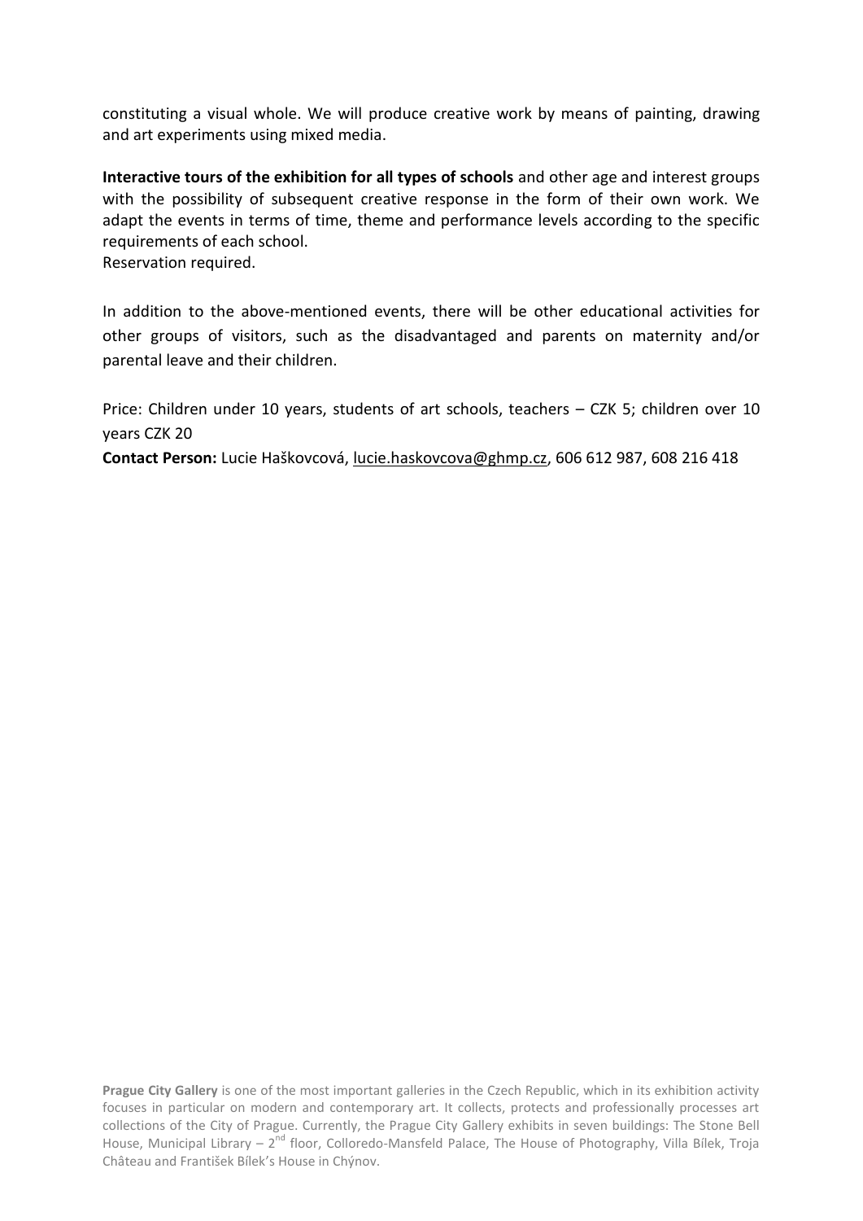constituting a visual whole. We will produce creative work by means of painting, drawing and art experiments using mixed media.

**Interactive tours of the exhibition for all types of schools** and other age and interest groups with the possibility of subsequent creative response in the form of their own work. We adapt the events in terms of time, theme and performance levels according to the specific requirements of each school.
Reservation required.

In addition to the above-mentioned events, there will be other educational activities for other groups of visitors, such as the disadvantaged and parents on maternity and/or parental leave and their children.

Price: Children under 10 years, students of art schools, teachers – CZK 5; children over 10 years CZK 20

**Contact Person:** Lucie Haškovcová, lucie.haskovcova@ghmp.cz, 606 612 987, 608 216 418

**Prague City Gallery** is one of the most important galleries in the Czech Republic, which in its exhibition activity focuses in particular on modern and contemporary art. It collects, protects and professionally processes art collections of the City of Prague. Currently, the Prague City Gallery exhibits in seven buildings: The Stone Bell House, Municipal Library – 2nd floor, Colloredo-Mansfeld Palace, The House of Photography, Villa Bílek, Troja Château and František Bílek's House in Chýnov.